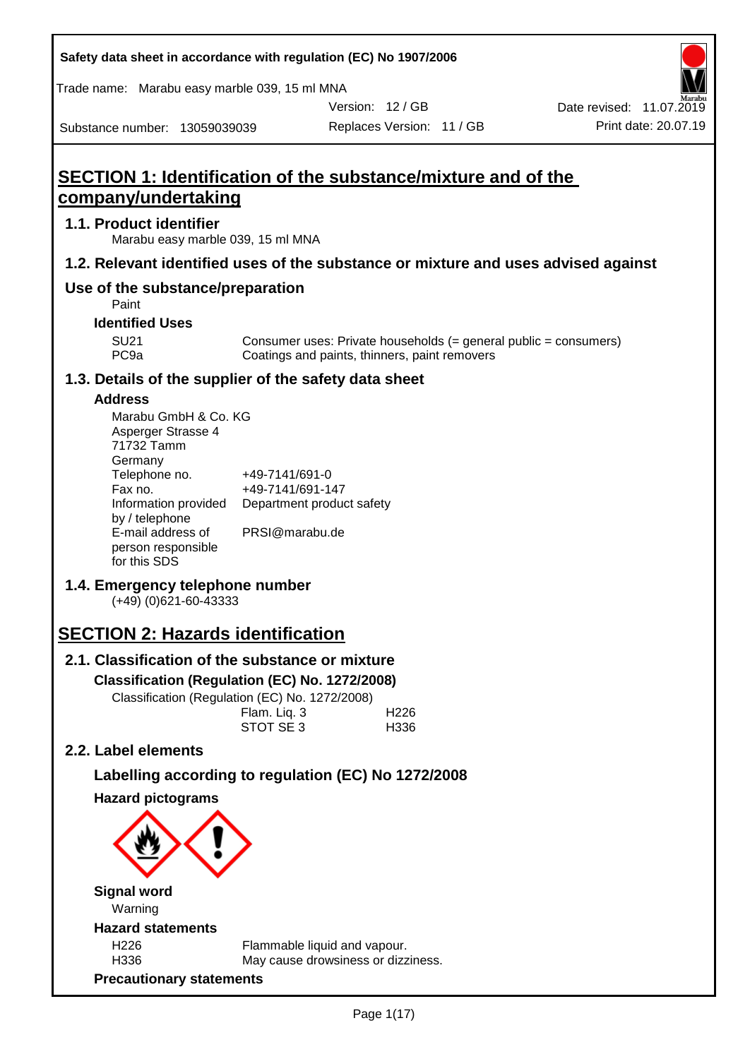Safety data sheet in accordance with regulation (EC) No 1907/2006

Trade name: Marabu easy marble 039, 15 ml MNA

| Substance number: 13059039039 | Version: 12 / GB | Date revised: 11.07.2019 |
|---|---|---|
| | Replaces Version: 11 / GB | Print date: 20.07.19 |

# SECTION 1: Identification of the substance/mixture and of the company/undertaking

## 1.1. Product identifier

Marabu easy marble 039, 15 ml MNA

## 1.2. Relevant identified uses of the substance or mixture and uses advised against

## Use of the substance/preparation

Paint

### Identified Uses

| | |
|---|---|
| SU21 | Consumer uses: Private households (= general public = consumers) |
| PC9a | Coatings and paints, thinners, paint removers |

## 1.3. Details of the supplier of the safety data sheet

### Address

Marabu GmbH & Co. KG
Asperger Strasse 4
71732 Tamm
Germany

| | |
|---|---|
| Telephone no. | +49-7141/691-0 |
| Fax no. | +49-7141/691-147 |
| Information provided by / telephone | Department product safety |
| E-mail address of person responsible for this SDS | PRSI@marabu.de |

## 1.4. Emergency telephone number

(+49) (0)621-60-43333

# SECTION 2: Hazards identification

## 2.1. Classification of the substance or mixture

### Classification (Regulation (EC) No. 1272/2008)

Classification (Regulation (EC) No. 1272/2008)

| | |
|---|---|
| Flam. Liq. 3 | H226 |
| STOT SE 3 | H336 |

## 2.2. Label elements

### Labelling according to regulation (EC) No 1272/2008

### Hazard pictograms

### Signal word

Warning

### Hazard statements

| | |
|---|---|
| H226 | Flammable liquid and vapour. |
| H336 | May cause drowsiness or dizziness. |

### Precautionary statements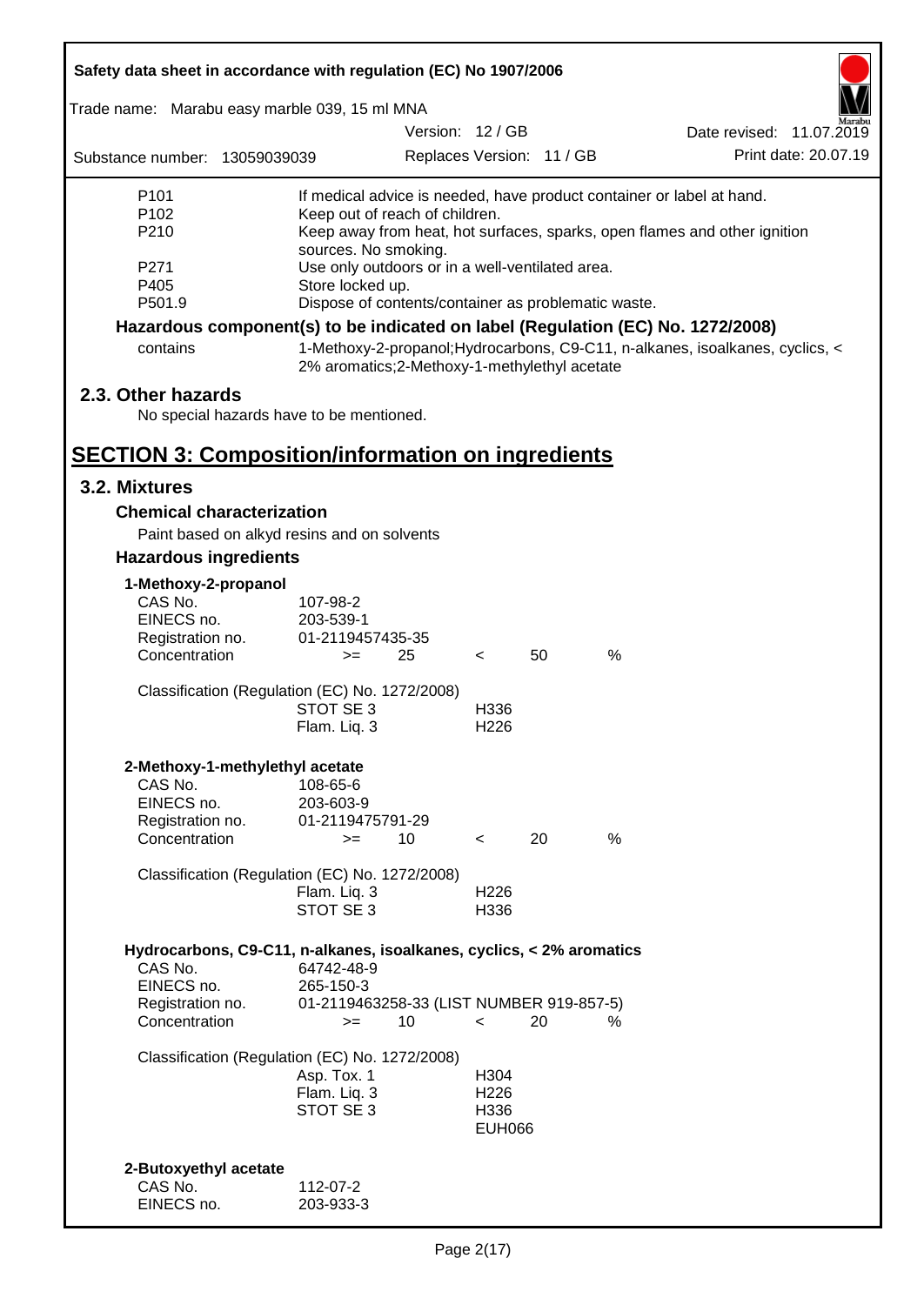| | |
|---|---|
| P101 | If medical advice is needed, have product container or label at hand. |
| P102 | Keep out of reach of children. |
| P210 | Keep away from heat, hot surfaces, sparks, open flames and other ignition sources. No smoking. |
| P271 | Use only outdoors or in a well-ventilated area. |
| P405 | Store locked up. |
| P501.9 | Dispose of contents/container as problematic waste. |

**Hazardous component(s) to be indicated on label (Regulation (EC) No. 1272/2008)**

| | |
|---|---|
| contains | 1-Methoxy-2-propanol;Hydrocarbons, C9-C11, n-alkanes, isoalkanes, cyclics, < 2% aromatics;2-Methoxy-1-methylethyl acetate |

## 2.3. Other hazards

No special hazards have to be mentioned.

# SECTION 3: Composition/information on ingredients

## 3.2. Mixtures

### Chemical characterization

Paint based on alkyd resins and on solvents

### Hazardous ingredients

**1-Methoxy-2-propanol**

| | | | | | |
|---|---|---|---|---|---|
| CAS No. | 107-98-2 | | | | |
| EINECS no. | 203-539-1 | | | | |
| Registration no. | 01-2119457435-35 | | | | |
| Concentration | >= | 25 | < | 50 | % |

Classification (Regulation (EC) No. 1272/2008)

| | |
|---|---|
| STOT SE 3 | H336 |
| Flam. Liq. 3 | H226 |

**2-Methoxy-1-methylethyl acetate**

| | | | | | |
|---|---|---|---|---|---|
| CAS No. | 108-65-6 | | | | |
| EINECS no. | 203-603-9 | | | | |
| Registration no. | 01-2119475791-29 | | | | |
| Concentration | >= | 10 | < | 20 | % |

Classification (Regulation (EC) No. 1272/2008)

| | |
|---|---|
| Flam. Liq. 3 | H226 |
| STOT SE 3 | H336 |

**Hydrocarbons, C9-C11, n-alkanes, isoalkanes, cyclics, < 2% aromatics**

| | | | | | |
|---|---|---|---|---|---|
| CAS No. | 64742-48-9 | | | | |
| EINECS no. | 265-150-3 | | | | |
| Registration no. | 01-2119463258-33 (LIST NUMBER 919-857-5) | | | | |
| Concentration | >= | 10 | < | 20 | % |

Classification (Regulation (EC) No. 1272/2008)

| | |
|---|---|
| Asp. Tox. 1 | H304 |
| Flam. Liq. 3 | H226 |
| STOT SE 3 | H336 |
| | EUH066 |

**2-Butoxyethyl acetate**

| | |
|---|---|
| CAS No. | 112-07-2 |
| EINECS no. | 203-933-3 |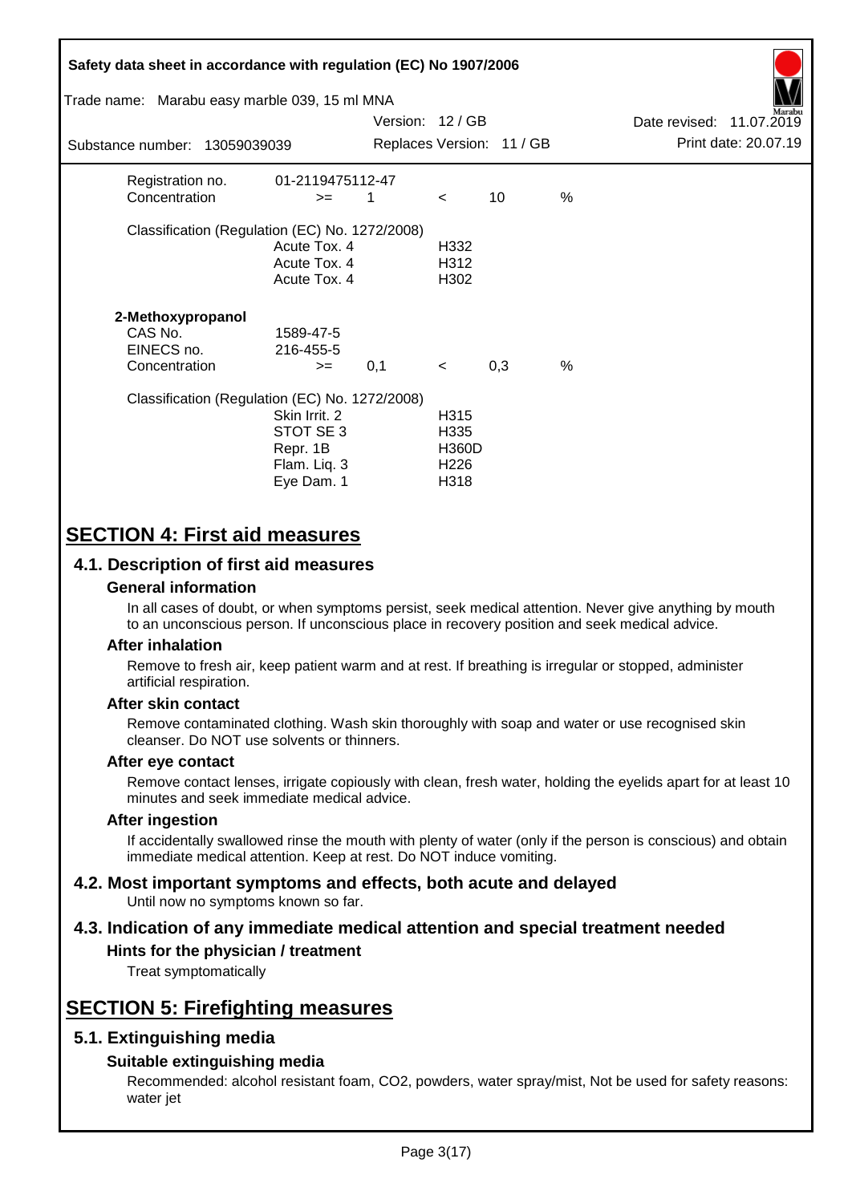| | | | | | |
|---|---|---|---|---|---|
| Registration no. | 01-2119475112-47 | | | | |
| Concentration | >= | 1 | < | 10 | % |

Classification (Regulation (EC) No. 1272/2008)

| | |
|---|---|
| Acute Tox. 4 | H332 |
| Acute Tox. 4 | H312 |
| Acute Tox. 4 | H302 |

**2-Methoxypropanol**

| | | | | | |
|---|---|---|---|---|---|
| CAS No. | 1589-47-5 | | | | |
| EINECS no. | 216-455-5 | | | | |
| Concentration | >= | 0,1 | < | 0,3 | % |

Classification (Regulation (EC) No. 1272/2008)

| | |
|---|---|
| Skin Irrit. 2 | H315 |
| STOT SE 3 | H335 |
| Repr. 1B | H360D |
| Flam. Liq. 3 | H226 |
| Eye Dam. 1 | H318 |

# SECTION 4: First aid measures

## 4.1. Description of first aid measures

### General information

In all cases of doubt, or when symptoms persist, seek medical attention. Never give anything by mouth to an unconscious person. If unconscious place in recovery position and seek medical advice.

### After inhalation

Remove to fresh air, keep patient warm and at rest. If breathing is irregular or stopped, administer artificial respiration.

### After skin contact

Remove contaminated clothing. Wash skin thoroughly with soap and water or use recognised skin cleanser. Do NOT use solvents or thinners.

### After eye contact

Remove contact lenses, irrigate copiously with clean, fresh water, holding the eyelids apart for at least 10 minutes and seek immediate medical advice.

### After ingestion

If accidentally swallowed rinse the mouth with plenty of water (only if the person is conscious) and obtain immediate medical attention. Keep at rest. Do NOT induce vomiting.

## 4.2. Most important symptoms and effects, both acute and delayed

Until now no symptoms known so far.

## 4.3. Indication of any immediate medical attention and special treatment needed

### Hints for the physician / treatment

Treat symptomatically

# SECTION 5: Firefighting measures

## 5.1. Extinguishing media

### Suitable extinguishing media

Recommended: alcohol resistant foam, CO2, powders, water spray/mist, Not be used for safety reasons: water jet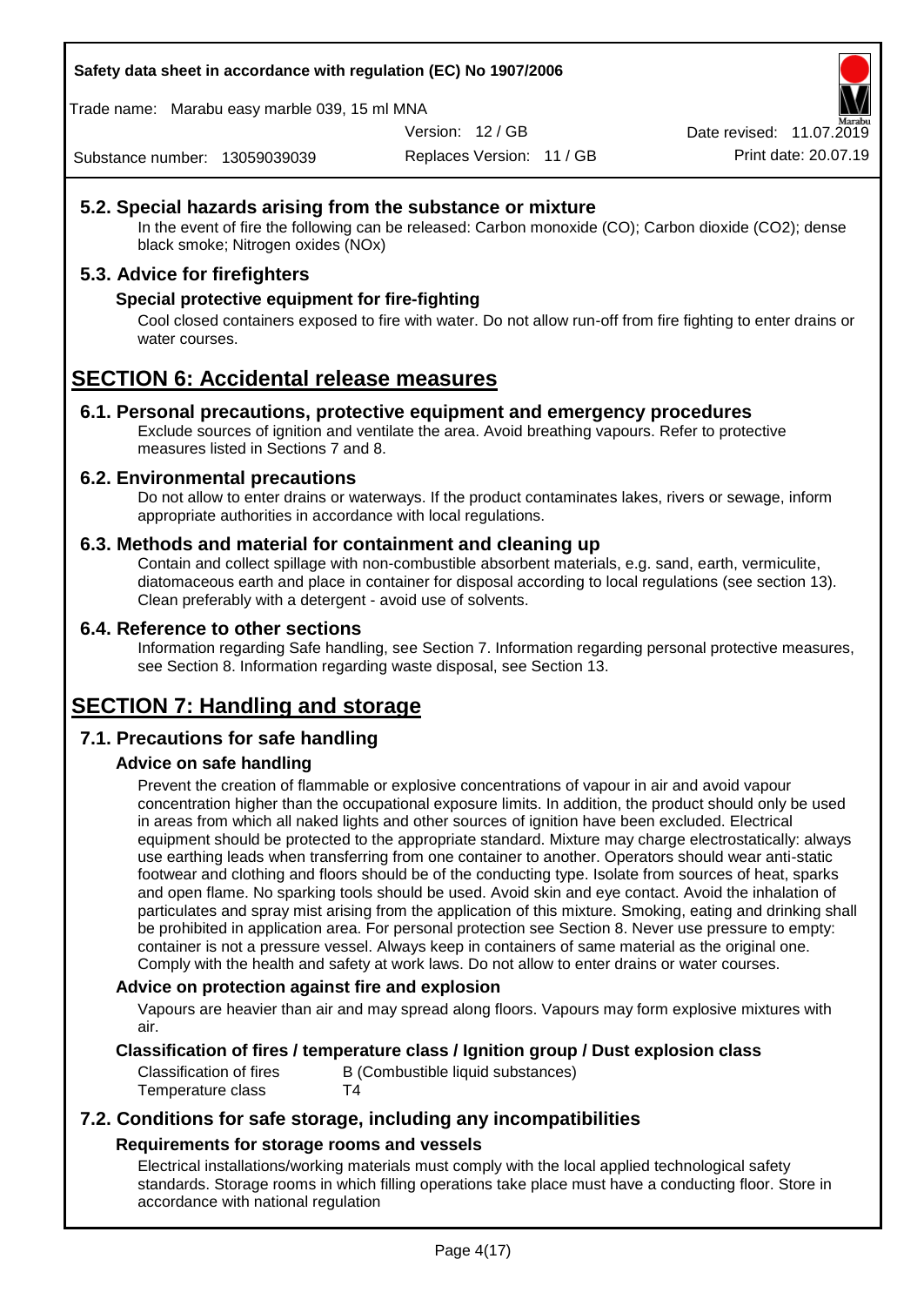## 5.2. Special hazards arising from the substance or mixture

In the event of fire the following can be released: Carbon monoxide (CO); Carbon dioxide ($CO_2$); dense black smoke; Nitrogen oxides (NOx)

## 5.3. Advice for firefighters

### Special protective equipment for fire-fighting

Cool closed containers exposed to fire with water. Do not allow run-off from fire fighting to enter drains or water courses.

# SECTION 6: Accidental release measures

## 6.1. Personal precautions, protective equipment and emergency procedures

Exclude sources of ignition and ventilate the area. Avoid breathing vapours. Refer to protective measures listed in Sections 7 and 8.

## 6.2. Environmental precautions

Do not allow to enter drains or waterways. If the product contaminates lakes, rivers or sewage, inform appropriate authorities in accordance with local regulations.

## 6.3. Methods and material for containment and cleaning up

Contain and collect spillage with non-combustible absorbent materials, e.g. sand, earth, vermiculite, diatomaceous earth and place in container for disposal according to local regulations (see section 13). Clean preferably with a detergent - avoid use of solvents.

## 6.4. Reference to other sections

Information regarding Safe handling, see Section 7. Information regarding personal protective measures, see Section 8. Information regarding waste disposal, see Section 13.

# SECTION 7: Handling and storage

## 7.1. Precautions for safe handling

### Advice on safe handling

Prevent the creation of flammable or explosive concentrations of vapour in air and avoid vapour concentration higher than the occupational exposure limits. In addition, the product should only be used in areas from which all naked lights and other sources of ignition have been excluded. Electrical equipment should be protected to the appropriate standard. Mixture may charge electrostatically: always use earthing leads when transferring from one container to another. Operators should wear anti-static footwear and clothing and floors should be of the conducting type. Isolate from sources of heat, sparks and open flame. No sparking tools should be used. Avoid skin and eye contact. Avoid the inhalation of particulates and spray mist arising from the application of this mixture. Smoking, eating and drinking shall be prohibited in application area. For personal protection see Section 8. Never use pressure to empty: container is not a pressure vessel. Always keep in containers of same material as the original one. Comply with the health and safety at work laws. Do not allow to enter drains or water courses.

### Advice on protection against fire and explosion

Vapours are heavier than air and may spread along floors. Vapours may form explosive mixtures with air.

### Classification of fires / temperature class / Ignition group / Dust explosion class

| | |
|---|---|
| Classification of fires | B (Combustible liquid substances) |
| Temperature class | T4 |

## 7.2. Conditions for safe storage, including any incompatibilities

### Requirements for storage rooms and vessels

Electrical installations/working materials must comply with the local applied technological safety standards. Storage rooms in which filling operations take place must have a conducting floor. Store in accordance with national regulation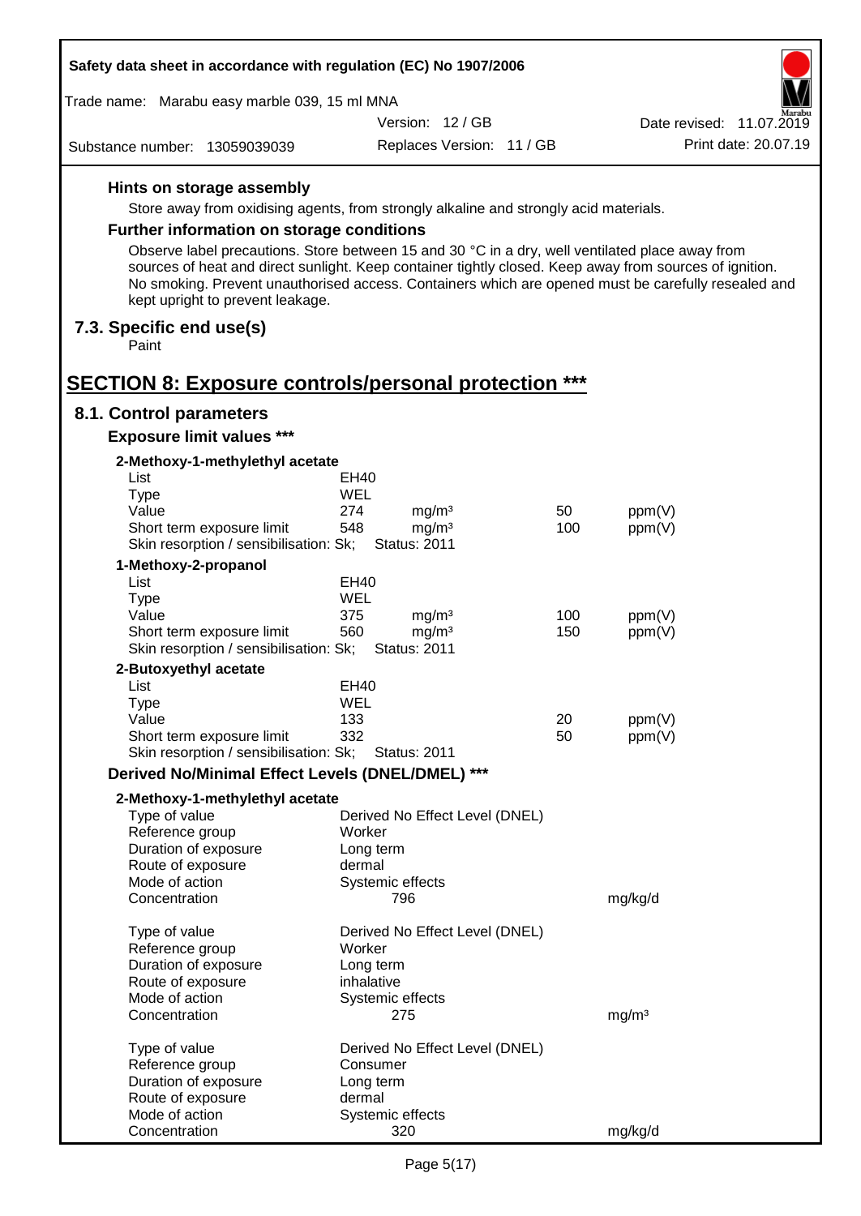### Hints on storage assembly

Store away from oxidising agents, from strongly alkaline and strongly acid materials.

### Further information on storage conditions

Observe label precautions. Store between 15 and 30 °C in a dry, well ventilated place away from sources of heat and direct sunlight. Keep container tightly closed. Keep away from sources of ignition. No smoking. Prevent unauthorised access. Containers which are opened must be carefully resealed and kept upright to prevent leakage.

## 7.3. Specific end use(s)

Paint

# SECTION 8: Exposure controls/personal protection ***

## 8.1. Control parameters

### Exposure limit values ***

**2-Methoxy-1-methylethyl acetate**

| | | | | |
|---|---|---|---|---|
| List | EH40 | | | |
| Type | WEL | | | |
| Value | 274 | mg/m³ | 50 | ppm(V) |
| Short term exposure limit | 548 | mg/m³ | 100 | ppm(V) |
| Skin resorption / sensibilisation: Sk; | Status: 2011 | | | |

**1-Methoxy-2-propanol**

| | | | | |
|---|---|---|---|---|
| List | EH40 | | | |
| Type | WEL | | | |
| Value | 375 | mg/m³ | 100 | ppm(V) |
| Short term exposure limit | 560 | mg/m³ | 150 | ppm(V) |
| Skin resorption / sensibilisation: Sk; | Status: 2011 | | | |

**2-Butoxyethyl acetate**

| | | | | |
|---|---|---|---|---|
| List | EH40 | | | |
| Type | WEL | | | |
| Value | 133 | | 20 | ppm(V) |
| Short term exposure limit | 332 | | 50 | ppm(V) |
| Skin resorption / sensibilisation: Sk; | Status: 2011 | | | |

### Derived No/Minimal Effect Levels (DNEL/DMEL) ***

**2-Methoxy-1-methylethyl acetate**

| | | |
|---|---|---|
| Type of value | Derived No Effect Level (DNEL) | |
| Reference group | Worker | |
| Duration of exposure | Long term | |
| Route of exposure | dermal | |
| Mode of action | Systemic effects | |
| Concentration | 796 | mg/kg/d |

| | | |
|---|---|---|
| Type of value | Derived No Effect Level (DNEL) | |
| Reference group | Worker | |
| Duration of exposure | Long term | |
| Route of exposure | inhalative | |
| Mode of action | Systemic effects | |
| Concentration | 275 | mg/m³ |

| | | |
|---|---|---|
| Type of value | Derived No Effect Level (DNEL) | |
| Reference group | Consumer | |
| Duration of exposure | Long term | |
| Route of exposure | dermal | |
| Mode of action | Systemic effects | |
| Concentration | 320 | mg/kg/d |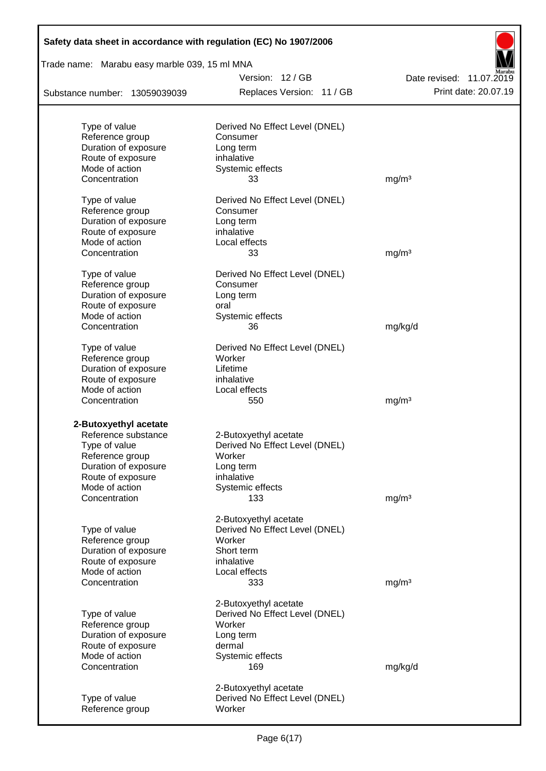| | | |
|---|---|---|
| Type of value | Derived No Effect Level (DNEL) | |
| Reference group | Consumer | |
| Duration of exposure | Long term | |
| Route of exposure | inhalative | |
| Mode of action | Systemic effects | |
| Concentration | 33 | mg/m³ |

| | | |
|---|---|---|
| Type of value | Derived No Effect Level (DNEL) | |
| Reference group | Consumer | |
| Duration of exposure | Long term | |
| Route of exposure | inhalative | |
| Mode of action | Local effects | |
| Concentration | 33 | mg/m³ |

| | | |
|---|---|---|
| Type of value | Derived No Effect Level (DNEL) | |
| Reference group | Consumer | |
| Duration of exposure | Long term | |
| Route of exposure | oral | |
| Mode of action | Systemic effects | |
| Concentration | 36 | mg/kg/d |

| | | |
|---|---|---|
| Type of value | Derived No Effect Level (DNEL) | |
| Reference group | Worker | |
| Duration of exposure | Lifetime | |
| Route of exposure | inhalative | |
| Mode of action | Local effects | |
| Concentration | 550 | mg/m³ |

**2-Butoxyethyl acetate**

| | | |
|---|---|---|
| Reference substance | 2-Butoxyethyl acetate | |
| Type of value | Derived No Effect Level (DNEL) | |
| Reference group | Worker | |
| Duration of exposure | Long term | |
| Route of exposure | inhalative | |
| Mode of action | Systemic effects | |
| Concentration | 133 | mg/m³ |

| | | |
|---|---|---|
| | 2-Butoxyethyl acetate | |
| Type of value | Derived No Effect Level (DNEL) | |
| Reference group | Worker | |
| Duration of exposure | Short term | |
| Route of exposure | inhalative | |
| Mode of action | Local effects | |
| Concentration | 333 | mg/m³ |

| | | |
|---|---|---|
| | 2-Butoxyethyl acetate | |
| Type of value | Derived No Effect Level (DNEL) | |
| Reference group | Worker | |
| Duration of exposure | Long term | |
| Route of exposure | dermal | |
| Mode of action | Systemic effects | |
| Concentration | 169 | mg/kg/d |

| | |
|---|---|
| | 2-Butoxyethyl acetate |
| Type of value | Derived No Effect Level (DNEL) |
| Reference group | Worker |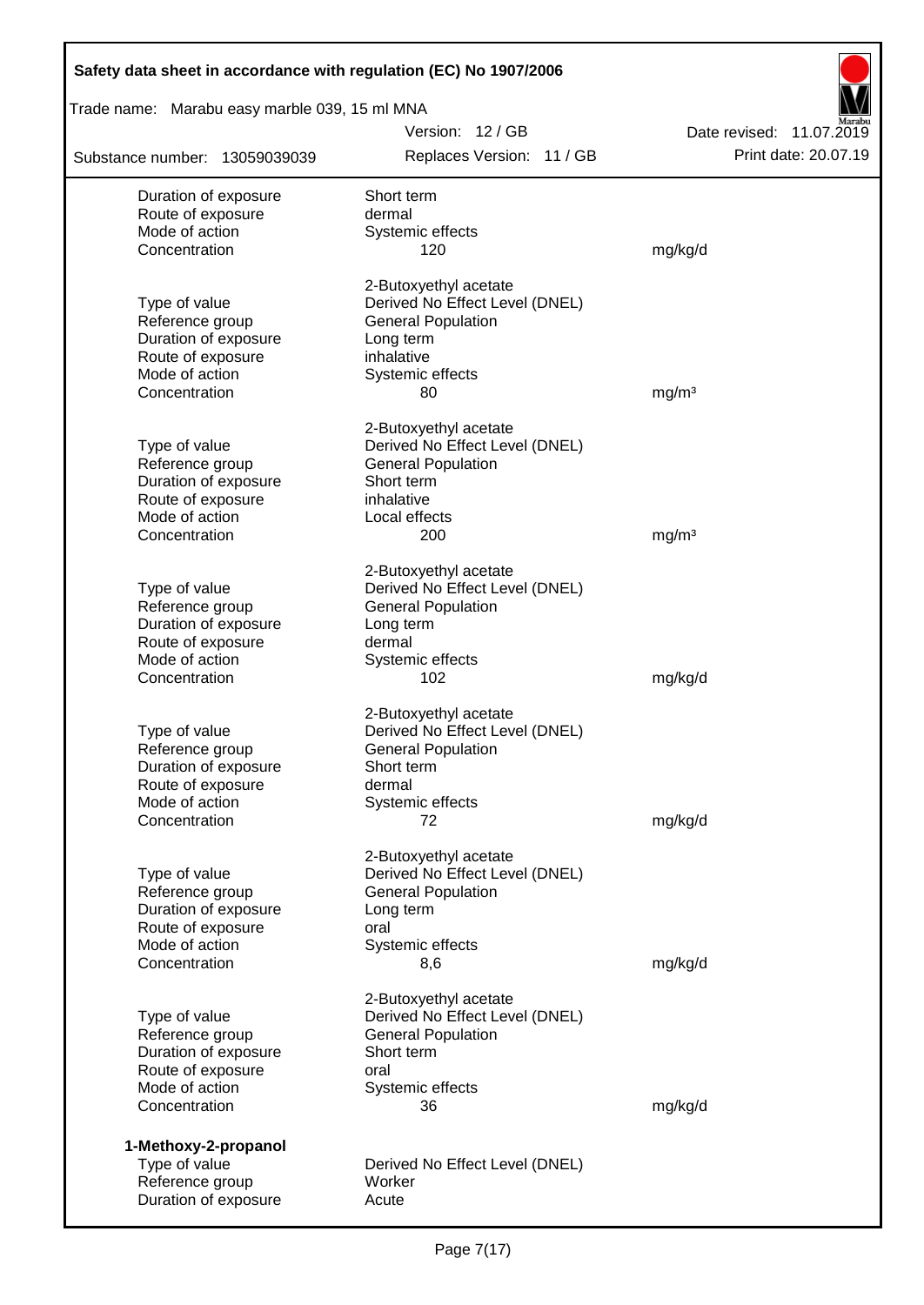| | | |
|---|---|---|
| Duration of exposure | Short term | |
| Route of exposure | dermal | |
| Mode of action | Systemic effects | |
| Concentration | 120 | mg/kg/d |

| | | |
|---|---|---|
| | 2-Butoxyethyl acetate | |
| Type of value | Derived No Effect Level (DNEL) | |
| Reference group | General Population | |
| Duration of exposure | Long term | |
| Route of exposure | inhalative | |
| Mode of action | Systemic effects | |
| Concentration | 80 | mg/m³ |

| | | |
|---|---|---|
| | 2-Butoxyethyl acetate | |
| Type of value | Derived No Effect Level (DNEL) | |
| Reference group | General Population | |
| Duration of exposure | Short term | |
| Route of exposure | inhalative | |
| Mode of action | Local effects | |
| Concentration | 200 | mg/m³ |

| | | |
|---|---|---|
| | 2-Butoxyethyl acetate | |
| Type of value | Derived No Effect Level (DNEL) | |
| Reference group | General Population | |
| Duration of exposure | Long term | |
| Route of exposure | dermal | |
| Mode of action | Systemic effects | |
| Concentration | 102 | mg/kg/d |

| | | |
|---|---|---|
| | 2-Butoxyethyl acetate | |
| Type of value | Derived No Effect Level (DNEL) | |
| Reference group | General Population | |
| Duration of exposure | Short term | |
| Route of exposure | dermal | |
| Mode of action | Systemic effects | |
| Concentration | 72 | mg/kg/d |

| | | |
|---|---|---|
| | 2-Butoxyethyl acetate | |
| Type of value | Derived No Effect Level (DNEL) | |
| Reference group | General Population | |
| Duration of exposure | Long term | |
| Route of exposure | oral | |
| Mode of action | Systemic effects | |
| Concentration | 8,6 | mg/kg/d |

| | | |
|---|---|---|
| | 2-Butoxyethyl acetate | |
| Type of value | Derived No Effect Level (DNEL) | |
| Reference group | General Population | |
| Duration of exposure | Short term | |
| Route of exposure | oral | |
| Mode of action | Systemic effects | |
| Concentration | 36 | mg/kg/d |

**1-Methoxy-2-propanol**

| | |
|---|---|
| Type of value | Derived No Effect Level (DNEL) |
| Reference group | Worker |
| Duration of exposure | Acute |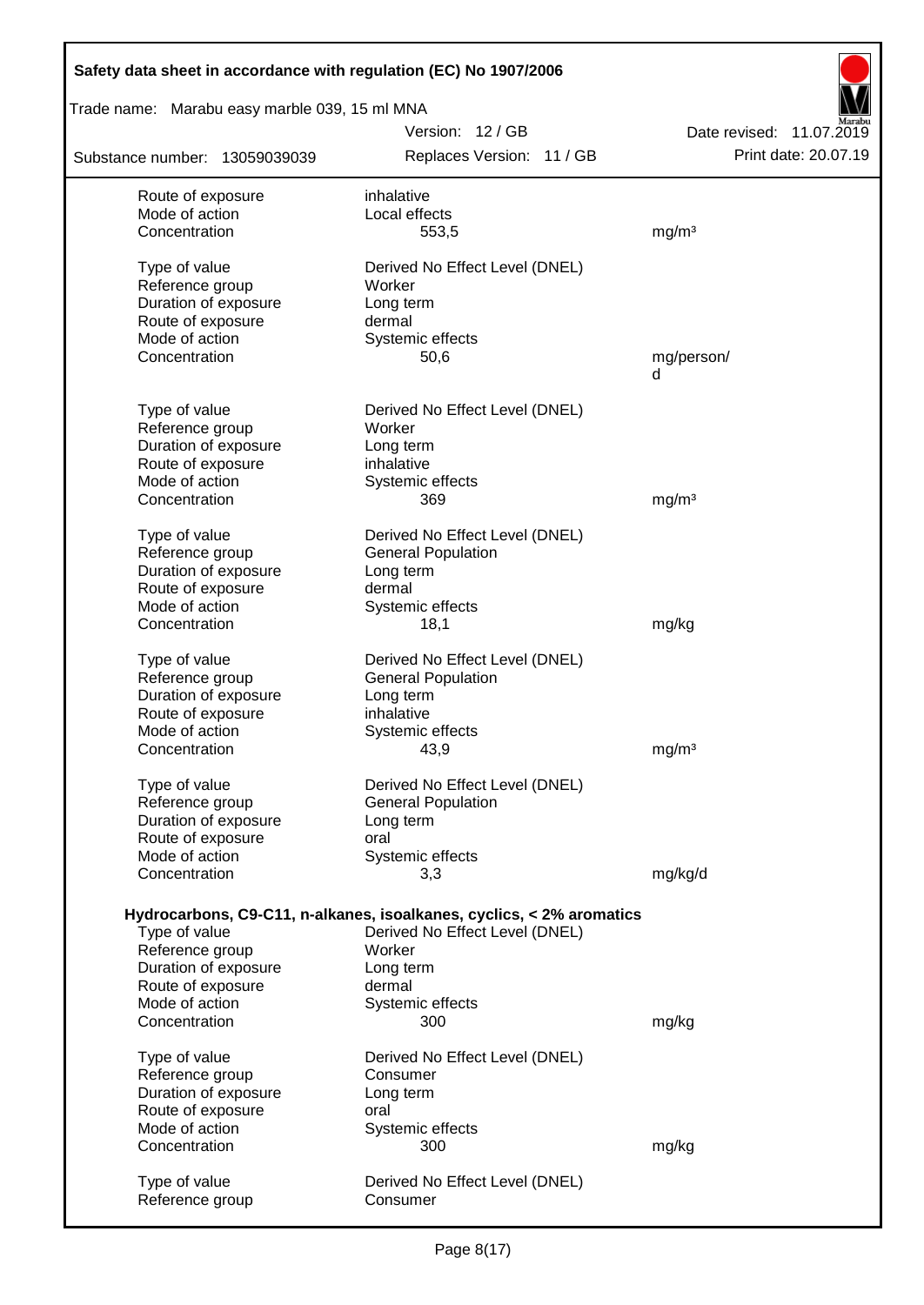| | | |
|---|---|---|
| Route of exposure | inhalative | |
| Mode of action | Local effects | |
| Concentration | 553,5 | mg/m³ |
| | | |
| Type of value | Derived No Effect Level (DNEL) | |
| Reference group | Worker | |
| Duration of exposure | Long term | |
| Route of exposure | dermal | |
| Mode of action | Systemic effects | |
| Concentration | 50,6 | mg/person/d |
| | | |
| Type of value | Derived No Effect Level (DNEL) | |
| Reference group | Worker | |
| Duration of exposure | Long term | |
| Route of exposure | inhalative | |
| Mode of action | Systemic effects | |
| Concentration | 369 | mg/m³ |
| | | |
| Type of value | Derived No Effect Level (DNEL) | |
| Reference group | General Population | |
| Duration of exposure | Long term | |
| Route of exposure | dermal | |
| Mode of action | Systemic effects | |
| Concentration | 18,1 | mg/kg |
| | | |
| Type of value | Derived No Effect Level (DNEL) | |
| Reference group | General Population | |
| Duration of exposure | Long term | |
| Route of exposure | inhalative | |
| Mode of action | Systemic effects | |
| Concentration | 43,9 | mg/m³ |
| | | |
| Type of value | Derived No Effect Level (DNEL) | |
| Reference group | General Population | |
| Duration of exposure | Long term | |
| Route of exposure | oral | |
| Mode of action | Systemic effects | |
| Concentration | 3,3 | mg/kg/d |

**Hydrocarbons, C9-C11, n-alkanes, isoalkanes, cyclics, < 2% aromatics**

| | | |
|---|---|---|
| Type of value | Derived No Effect Level (DNEL) | |
| Reference group | Worker | |
| Duration of exposure | Long term | |
| Route of exposure | dermal | |
| Mode of action | Systemic effects | |
| Concentration | 300 | mg/kg |
| | | |
| Type of value | Derived No Effect Level (DNEL) | |
| Reference group | Consumer | |
| Duration of exposure | Long term | |
| Route of exposure | oral | |
| Mode of action | Systemic effects | |
| Concentration | 300 | mg/kg |
| | | |
| Type of value | Derived No Effect Level (DNEL) | |
| Reference group | Consumer | |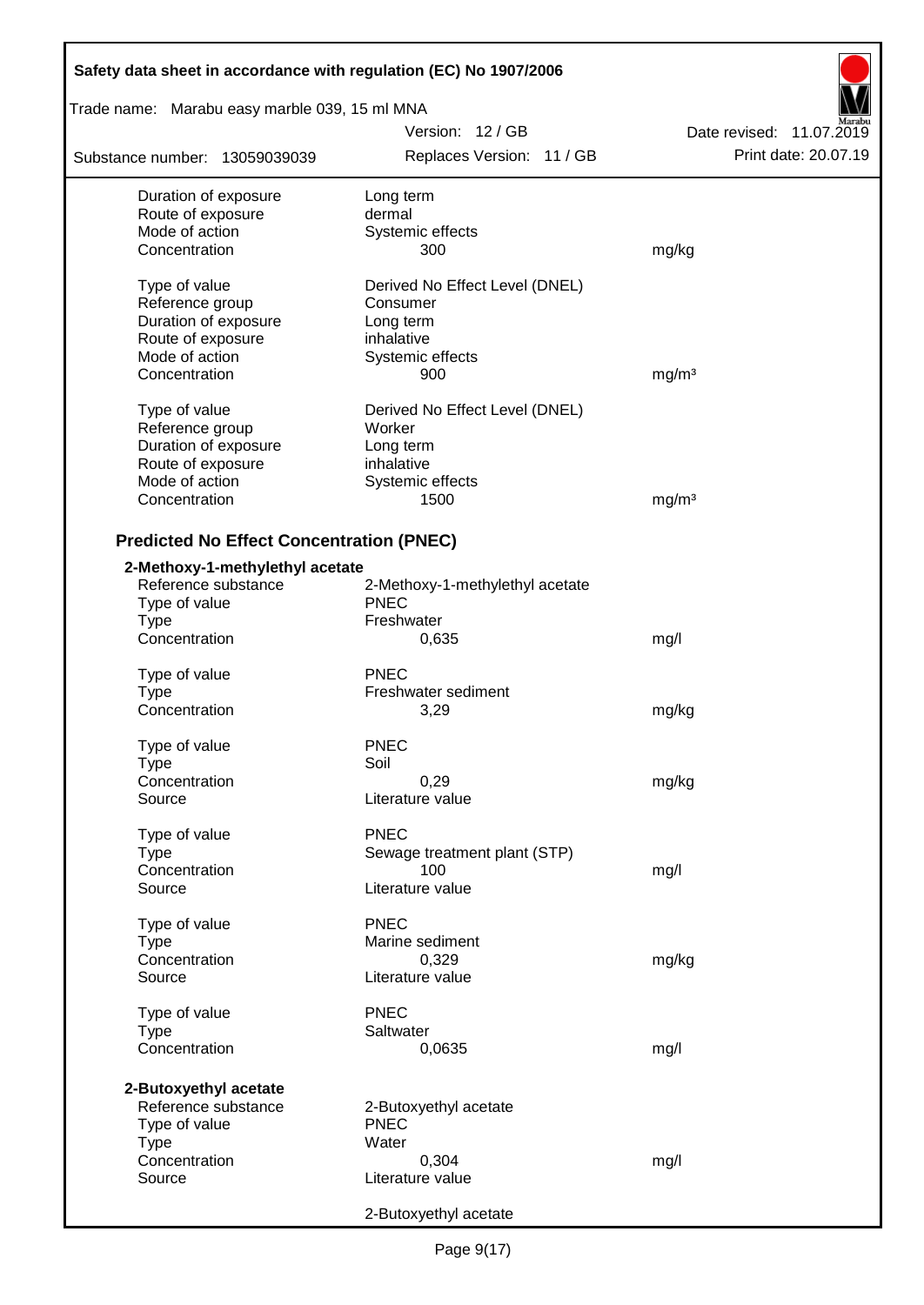| | | |
|---|---|---|
| Duration of exposure | Long term | |
| Route of exposure | dermal | |
| Mode of action | Systemic effects | |
| Concentration | 300 | mg/kg |
| | | |
| Type of value | Derived No Effect Level (DNEL) | |
| Reference group | Consumer | |
| Duration of exposure | Long term | |
| Route of exposure | inhalative | |
| Mode of action | Systemic effects | |
| Concentration | 900 | mg/m³ |
| | | |
| Type of value | Derived No Effect Level (DNEL) | |
| Reference group | Worker | |
| Duration of exposure | Long term | |
| Route of exposure | inhalative | |
| Mode of action | Systemic effects | |
| Concentration | 1500 | mg/m³ |

### Predicted No Effect Concentration (PNEC)

**2-Methoxy-1-methylethyl acetate**

| | | |
|---|---|---|
| Reference substance | 2-Methoxy-1-methylethyl acetate | |
| Type of value | PNEC | |
| Type | Freshwater | |
| Concentration | 0,635 | mg/l |
| | | |
| Type of value | PNEC | |
| Type | Freshwater sediment | |
| Concentration | 3,29 | mg/kg |
| | | |
| Type of value | PNEC | |
| Type | Soil | |
| Concentration | 0,29 | mg/kg |
| Source | Literature value | |
| | | |
| Type of value | PNEC | |
| Type | Sewage treatment plant (STP) | |
| Concentration | 100 | mg/l |
| Source | Literature value | |
| | | |
| Type of value | PNEC | |
| Type | Marine sediment | |
| Concentration | 0,329 | mg/kg |
| Source | Literature value | |
| | | |
| Type of value | PNEC | |
| Type | Saltwater | |
| Concentration | 0,0635 | mg/l |

**2-Butoxyethyl acetate**

| | | |
|---|---|---|
| Reference substance | 2-Butoxyethyl acetate | |
| Type of value | PNEC | |
| Type | Water | |
| Concentration | 0,304 | mg/l |
| Source | Literature value | |
| | | |
| | 2-Butoxyethyl acetate | |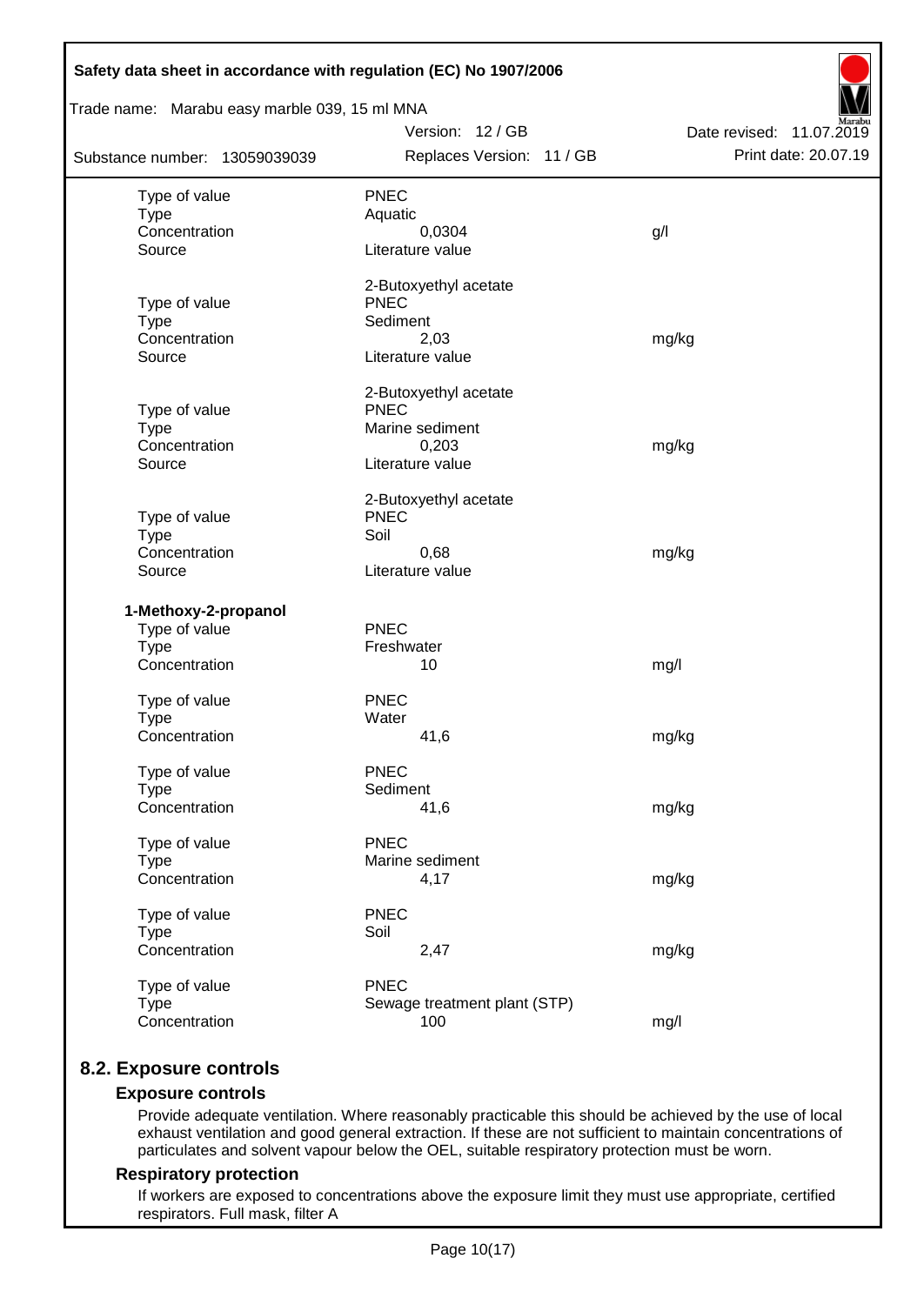| | | |
|---|---|---|
| Type of value | PNEC | |
| Type | Aquatic | |
| Concentration | 0,0304 | g/l |
| Source | Literature value | |
| | 2-Butoxyethyl acetate | |
| Type of value | PNEC | |
| Type | Sediment | |
| Concentration | 2,03 | mg/kg |
| Source | Literature value | |
| | 2-Butoxyethyl acetate | |
| Type of value | PNEC | |
| Type | Marine sediment | |
| Concentration | 0,203 | mg/kg |
| Source | Literature value | |
| | 2-Butoxyethyl acetate | |
| Type of value | PNEC | |
| Type | Soil | |
| Concentration | 0,68 | mg/kg |
| Source | Literature value | |

**1-Methoxy-2-propanol**

| | | |
|---|---|---|
| Type of value | PNEC | |
| Type | Freshwater | |
| Concentration | 10 | mg/l |
| Type of value | PNEC | |
| Type | Water | |
| Concentration | 41,6 | mg/kg |
| Type of value | PNEC | |
| Type | Sediment | |
| Concentration | 41,6 | mg/kg |
| Type of value | PNEC | |
| Type | Marine sediment | |
| Concentration | 4,17 | mg/kg |
| Type of value | PNEC | |
| Type | Soil | |
| Concentration | 2,47 | mg/kg |
| Type of value | PNEC | |
| Type | Sewage treatment plant (STP) | |
| Concentration | 100 | mg/l |

## 8.2. Exposure controls

### Exposure controls

Provide adequate ventilation. Where reasonably practicable this should be achieved by the use of local exhaust ventilation and good general extraction. If these are not sufficient to maintain concentrations of particulates and solvent vapour below the OEL, suitable respiratory protection must be worn.

### Respiratory protection

If workers are exposed to concentrations above the exposure limit they must use appropriate, certified respirators. Full mask, filter A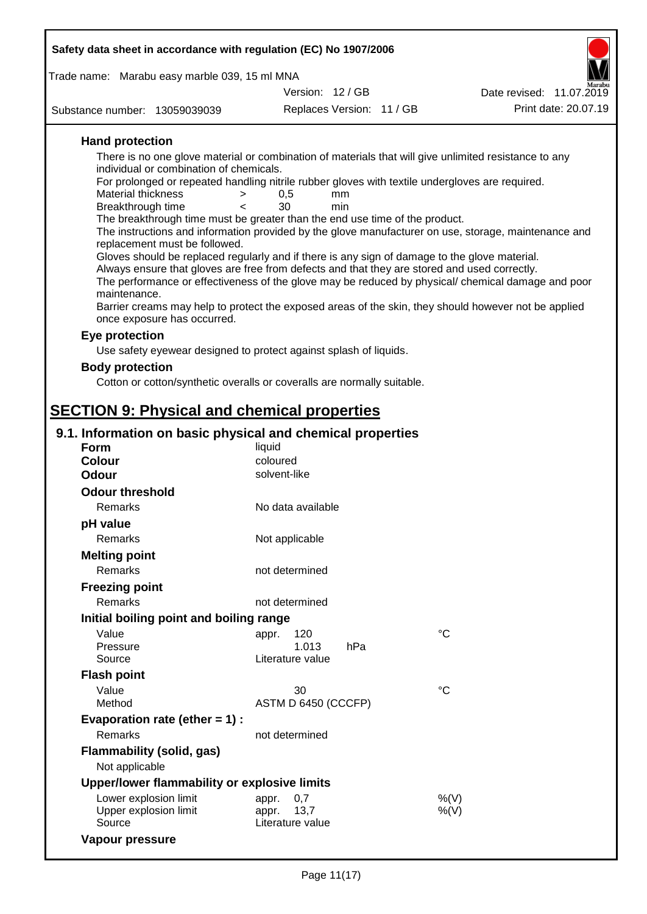### Hand protection

There is no one glove material or combination of materials that will give unlimited resistance to any individual or combination of chemicals.

For prolonged or repeated handling nitrile rubber gloves with textile undergloves are required.

| | | | |
|---|---|---|---|
| Material thickness | > | 0,5 | mm |
| Breakthrough time | < | 30 | min |

The breakthrough time must be greater than the end use time of the product.

The instructions and information provided by the glove manufacturer on use, storage, maintenance and replacement must be followed.

Gloves should be replaced regularly and if there is any sign of damage to the glove material.

Always ensure that gloves are free from defects and that they are stored and used correctly.

The performance or effectiveness of the glove may be reduced by physical/ chemical damage and poor maintenance.

Barrier creams may help to protect the exposed areas of the skin, they should however not be applied once exposure has occurred.

### Eye protection

Use safety eyewear designed to protect against splash of liquids.

### Body protection

Cotton or cotton/synthetic overalls or coveralls are normally suitable.

# SECTION 9: Physical and chemical properties

## 9.1. Information on basic physical and chemical properties

| | |
|---|---|
| **Form** | liquid |
| **Colour** | coloured |
| **Odour** | solvent-like |

**Odour threshold**

| | |
|---|---|
| Remarks | No data available |

**pH value**

| | |
|---|---|
| Remarks | Not applicable |

**Melting point**

| | |
|---|---|
| Remarks | not determined |

**Freezing point**

| | |
|---|---|
| Remarks | not determined |

**Initial boiling point and boiling range**

| | | | |
|---|---|---|---|
| Value | appr. 120 | | °C |
| Pressure | 1.013 | hPa | |
| Source | Literature value | | |

**Flash point**

| | | |
|---|---|---|
| Value | 30 | °C |
| Method | ASTM D 6450 (CCCFP) | |

**Evaporation rate (ether = 1) :**

| | |
|---|---|
| Remarks | not determined |

**Flammability (solid, gas)**

Not applicable

**Upper/lower flammability or explosive limits**

| | | |
|---|---|---|
| Lower explosion limit | appr. 0,7 | %(V) |
| Upper explosion limit | appr. 13,7 | %(V) |
| Source | Literature value | |

**Vapour pressure**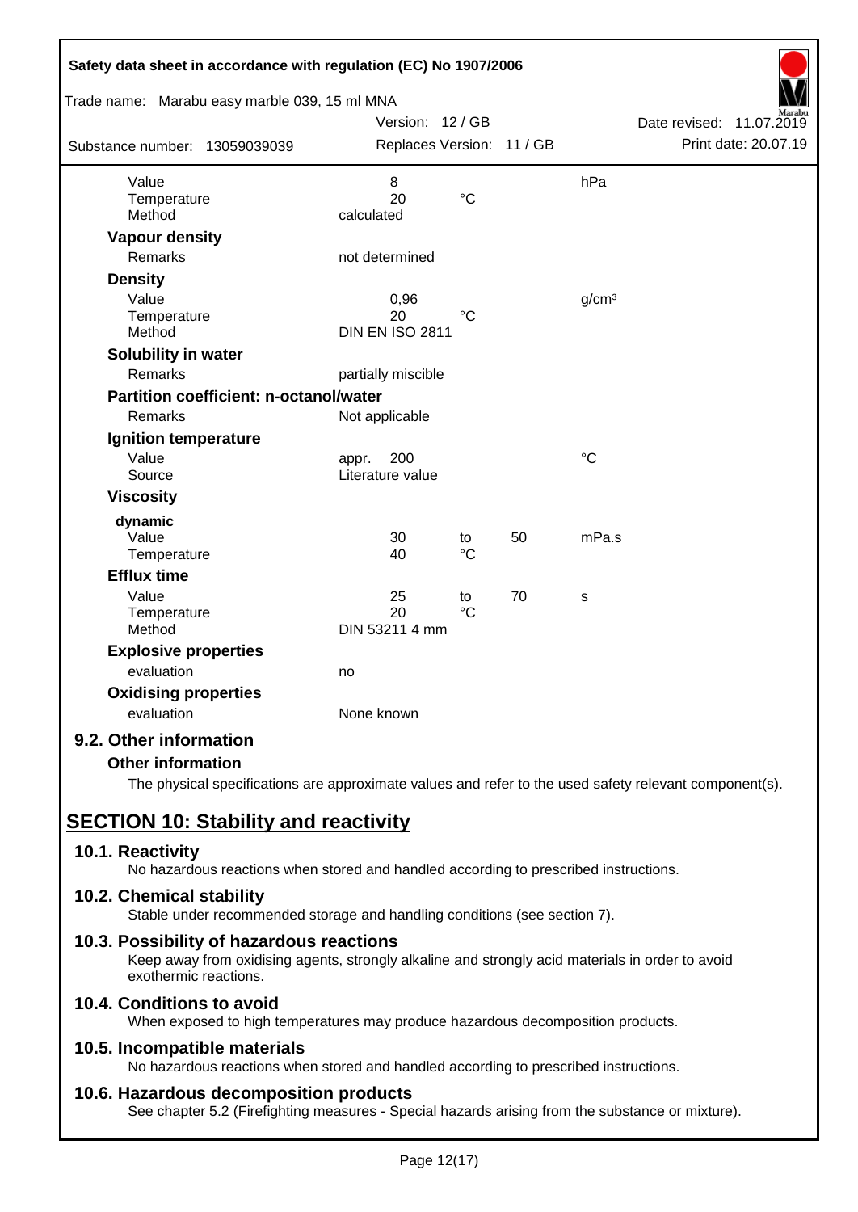| | | | | |
|---|---|---|---|---|
| Value | 8 | | | hPa |
| Temperature | 20 | °C | | |
| Method | calculated | | | |

**Vapour density**

| | |
|---|---|
| Remarks | not determined |

**Density**

| | | | |
|---|---|---|---|
| Value | 0,96 | | g/cm³ |
| Temperature | 20 | °C | |
| Method | DIN EN ISO 2811 | | |

**Solubility in water**

| | |
|---|---|
| Remarks | partially miscible |

**Partition coefficient: n-octanol/water**

| | |
|---|---|
| Remarks | Not applicable |

**Ignition temperature**

| | | |
|---|---|---|
| Value | appr. 200 | °C |
| Source | Literature value | |

**Viscosity**

dynamic

| | | | | |
|---|---|---|---|---|
| Value | 30 | to | 50 | mPa.s |
| Temperature | 40 | °C | | |

**Efflux time**

| | | | | |
|---|---|---|---|---|
| Value | 25 | to | 70 | s |
| Temperature | 20 | °C | | |
| Method | DIN 53211 4 mm | | | |

**Explosive properties**

| | |
|---|---|
| evaluation | no |

**Oxidising properties**

| | |
|---|---|
| evaluation | None known |

### 9.2. Other information

**Other information**

The physical specifications are approximate values and refer to the used safety relevant component(s).

## SECTION 10: Stability and reactivity

### 10.1. Reactivity

No hazardous reactions when stored and handled according to prescribed instructions.

### 10.2. Chemical stability

Stable under recommended storage and handling conditions (see section 7).

### 10.3. Possibility of hazardous reactions

Keep away from oxidising agents, strongly alkaline and strongly acid materials in order to avoid exothermic reactions.

### 10.4. Conditions to avoid

When exposed to high temperatures may produce hazardous decomposition products.

### 10.5. Incompatible materials

No hazardous reactions when stored and handled according to prescribed instructions.

### 10.6. Hazardous decomposition products

See chapter 5.2 (Firefighting measures - Special hazards arising from the substance or mixture).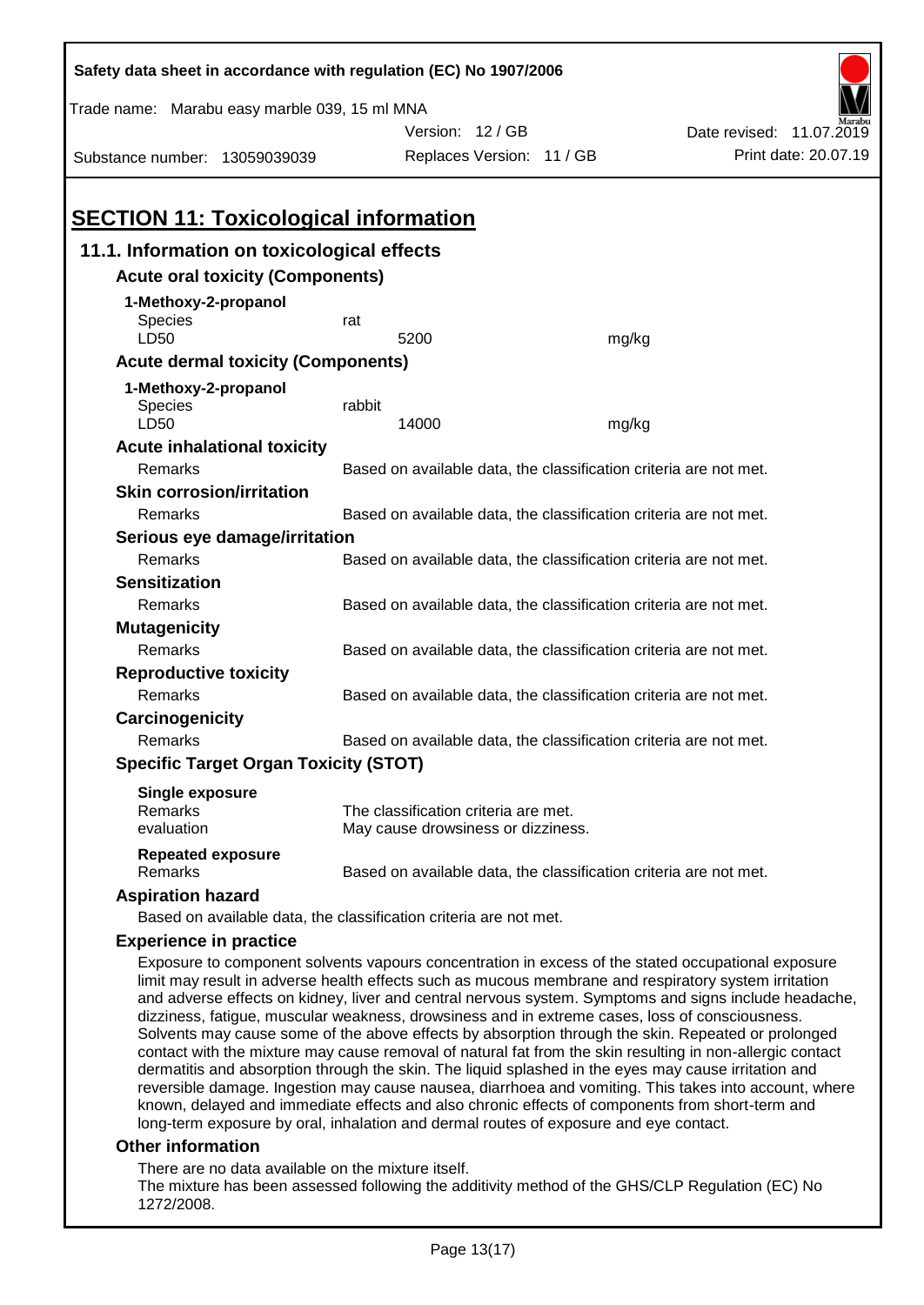Safety data sheet in accordance with regulation (EC) No 1907/2006

Trade name: Marabu easy marble 039, 15 ml MNA

Version: 12 / GB

Date revised: 11.07.2019

Substance number: 13059039039

Replaces Version: 11 / GB

Print date: 20.07.19

# SECTION 11: Toxicological information

## 11.1. Information on toxicological effects

### Acute oral toxicity (Components)

**1-Methoxy-2-propanol**

| | | |
|---|---|---|
| Species | rat | |
| LD50 | 5200 | mg/kg |

### Acute dermal toxicity (Components)

**1-Methoxy-2-propanol**

| | | |
|---|---|---|
| Species | rabbit | |
| LD50 | 14000 | mg/kg |

### Acute inhalational toxicity

Remarks: Based on available data, the classification criteria are not met.

### Skin corrosion/irritation

Remarks: Based on available data, the classification criteria are not met.

### Serious eye damage/irritation

Remarks: Based on available data, the classification criteria are not met.

### Sensitization

Remarks: Based on available data, the classification criteria are not met.

### Mutagenicity

Remarks: Based on available data, the classification criteria are not met.

### Reproductive toxicity

Remarks: Based on available data, the classification criteria are not met.

### Carcinogenicity

Remarks: Based on available data, the classification criteria are not met.

### Specific Target Organ Toxicity (STOT)

**Single exposure**

Remarks: The classification criteria are met.

evaluation: May cause drowsiness or dizziness.

**Repeated exposure**

Remarks: Based on available data, the classification criteria are not met.

### Aspiration hazard

Based on available data, the classification criteria are not met.

### Experience in practice

Exposure to component solvents vapours concentration in excess of the stated occupational exposure limit may result in adverse health effects such as mucous membrane and respiratory system irritation and adverse effects on kidney, liver and central nervous system. Symptoms and signs include headache, dizziness, fatigue, muscular weakness, drowsiness and in extreme cases, loss of consciousness. Solvents may cause some of the above effects by absorption through the skin. Repeated or prolonged contact with the mixture may cause removal of natural fat from the skin resulting in non-allergic contact dermatitis and absorption through the skin. The liquid splashed in the eyes may cause irritation and reversible damage. Ingestion may cause nausea, diarrhoea and vomiting. This takes into account, where known, delayed and immediate effects and also chronic effects of components from short-term and long-term exposure by oral, inhalation and dermal routes of exposure and eye contact.

### Other information

There are no data available on the mixture itself.
The mixture has been assessed following the additivity method of the GHS/CLP Regulation (EC) No 1272/2008.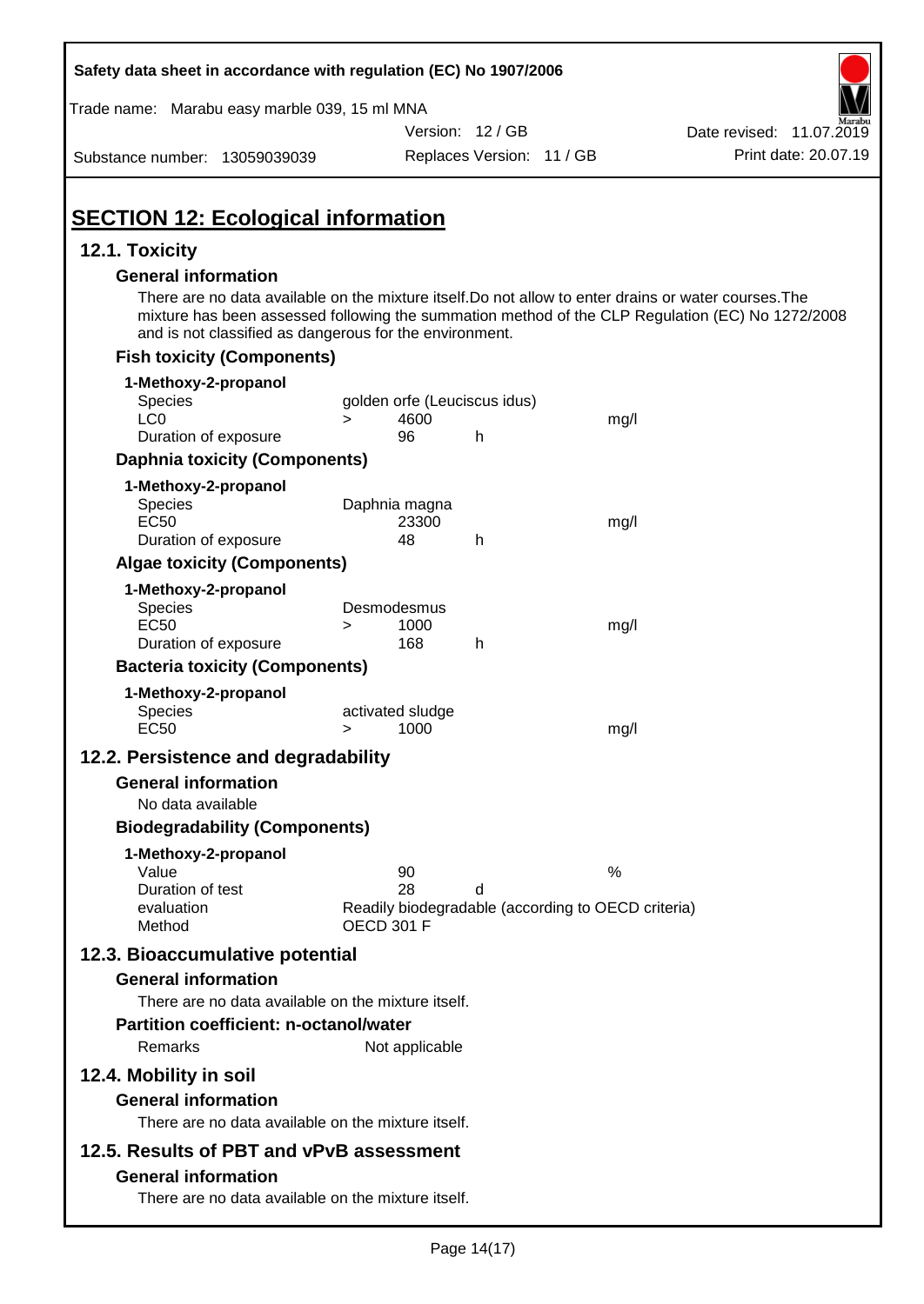# SECTION 12: Ecological information

## 12.1. Toxicity

### General information

There are no data available on the mixture itself.Do not allow to enter drains or water courses.The mixture has been assessed following the summation method of the CLP Regulation (EC) No 1272/2008 and is not classified as dangerous for the environment.

### Fish toxicity (Components)

**1-Methoxy-2-propanol**

| | | | | |
|---|---|---|---|---|
| Species | golden orfe (Leuciscus idus) | | | |
| LC0 | > | 4600 | | mg/l |
| Duration of exposure | | 96 | h | |

### Daphnia toxicity (Components)

**1-Methoxy-2-propanol**

| | | | | |
|---|---|---|---|---|
| Species | Daphnia magna | | | |
| EC50 | | 23300 | | mg/l |
| Duration of exposure | | 48 | h | |

### Algae toxicity (Components)

**1-Methoxy-2-propanol**

| | | | | |
|---|---|---|---|---|
| Species | Desmodesmus | | | |
| EC50 | > | 1000 | | mg/l |
| Duration of exposure | | 168 | h | |

### Bacteria toxicity (Components)

**1-Methoxy-2-propanol**

| | | | | |
|---|---|---|---|---|
| Species | activated sludge | | | |
| EC50 | > | 1000 | | mg/l |

## 12.2. Persistence and degradability

### General information

No data available

### Biodegradability (Components)

**1-Methoxy-2-propanol**

| | | | |
|---|---|---|---|
| Value | 90 | | % |
| Duration of test | 28 | d | |
| evaluation | Readily biodegradable (according to OECD criteria) | | |
| Method | OECD 301 F | | |

## 12.3. Bioaccumulative potential

### General information

There are no data available on the mixture itself.

### Partition coefficient: n-octanol/water

Remarks: Not applicable

## 12.4. Mobility in soil

### General information

There are no data available on the mixture itself.

## 12.5. Results of PBT and vPvB assessment

### General information

There are no data available on the mixture itself.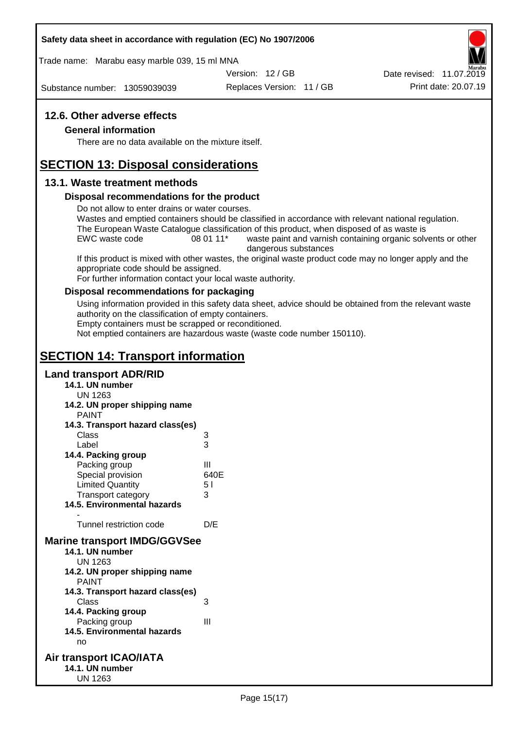## 12.6. Other adverse effects

### General information

There are no data available on the mixture itself.

# SECTION 13: Disposal considerations

## 13.1. Waste treatment methods

### Disposal recommendations for the product

Do not allow to enter drains or water courses.
Wastes and emptied containers should be classified in accordance with relevant national regulation.
The European Waste Catalogue classification of this product, when disposed of as waste is

| EWC waste code | 08 01 11* | waste paint and varnish containing organic solvents or other dangerous substances |
|---|---|---|

If this product is mixed with other wastes, the original waste product code may no longer apply and the appropriate code should be assigned.
For further information contact your local waste authority.

### Disposal recommendations for packaging

Using information provided in this safety data sheet, advice should be obtained from the relevant waste authority on the classification of empty containers.
Empty containers must be scrapped or reconditioned.
Not emptied containers are hazardous waste (waste code number 150110).

# SECTION 14: Transport information

## Land transport ADR/RID

**14.1. UN number**
UN 1263

**14.2. UN proper shipping name**
PAINT

**14.3. Transport hazard class(es)**

| | |
|---|---|
| Class | 3 |
| Label | 3 |

**14.4. Packing group**

| | |
|---|---|
| Packing group | III |
| Special provision | 640E |
| Limited Quantity | 5 l |
| Transport category | 3 |

**14.5. Environmental hazards**
-

| | |
|---|---|
| Tunnel restriction code | D/E |

## Marine transport IMDG/GGVSee

**14.1. UN number**
UN 1263

**14.2. UN proper shipping name**
PAINT

**14.3. Transport hazard class(es)**

| | |
|---|---|
| Class | 3 |

**14.4. Packing group**

| | |
|---|---|
| Packing group | III |

**14.5. Environmental hazards**
no

## Air transport ICAO/IATA

**14.1. UN number**
UN 1263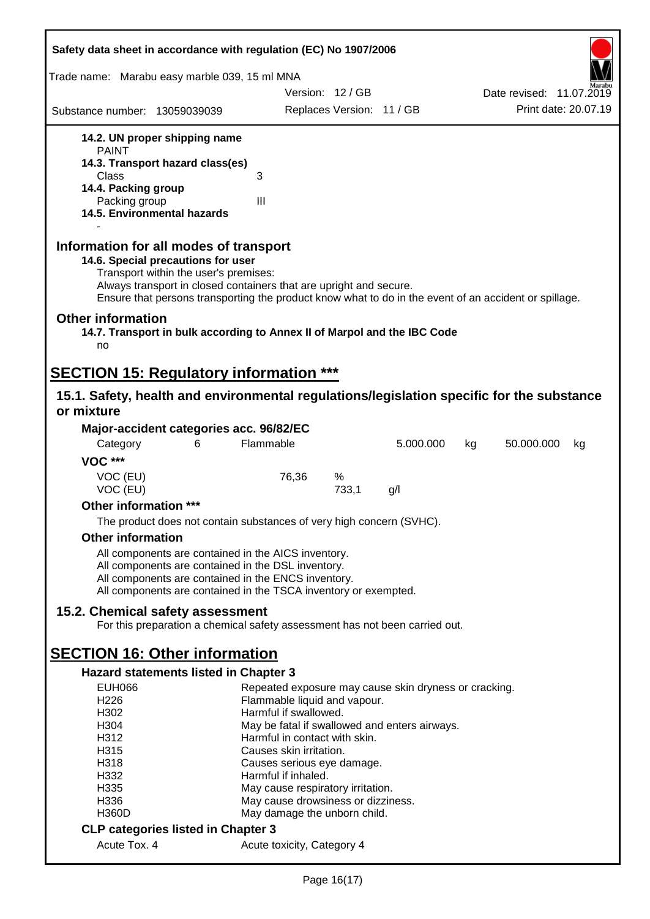**14.2. UN proper shipping name**
PAINT

**14.3. Transport hazard class(es)**

Class 3

**14.4. Packing group**

Packing group III

**14.5. Environmental hazards**

-

## Information for all modes of transport

**14.6. Special precautions for user**

Transport within the user's premises:
Always transport in closed containers that are upright and secure.
Ensure that persons transporting the product know what to do in the event of an accident or spillage.

## Other information

**14.7. Transport in bulk according to Annex II of Marpol and the IBC Code**

no

# SECTION 15: Regulatory information ***

## 15.1. Safety, health and environmental regulations/legislation specific for the substance or mixture

**Major-accident categories acc. 96/82/EC**

| Category | 6 | Flammable | 5.000.000 | kg | 50.000.000 | kg |
|---|---|---|---|---|---|---|

**VOC *****

| VOC (EU) | 76,36 | % |
|---|---|---|
| VOC (EU) | 733,1 | g/l |

**Other information *****

The product does not contain substances of very high concern (SVHC).

**Other information**

All components are contained in the AICS inventory.
All components are contained in the DSL inventory.
All components are contained in the ENCS inventory.
All components are contained in the TSCA inventory or exempted.

## 15.2. Chemical safety assessment

For this preparation a chemical safety assessment has not been carried out.

# SECTION 16: Other information

**Hazard statements listed in Chapter 3**

| | |
|---|---|
| EUH066 | Repeated exposure may cause skin dryness or cracking. |
| H226 | Flammable liquid and vapour. |
| H302 | Harmful if swallowed. |
| H304 | May be fatal if swallowed and enters airways. |
| H312 | Harmful in contact with skin. |
| H315 | Causes skin irritation. |
| H318 | Causes serious eye damage. |
| H332 | Harmful if inhaled. |
| H335 | May cause respiratory irritation. |
| H336 | May cause drowsiness or dizziness. |
| H360D | May damage the unborn child. |

**CLP categories listed in Chapter 3**

| | |
|---|---|
| Acute Tox. 4 | Acute toxicity, Category 4 |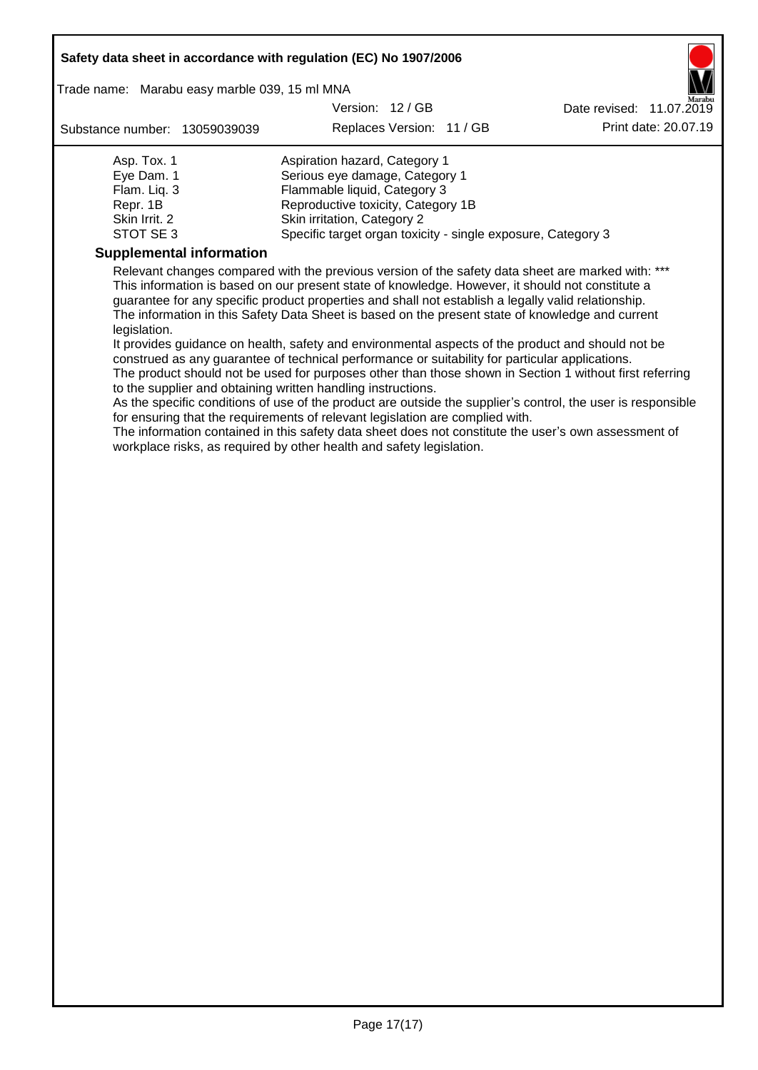| | |
|---|---|
| Asp. Tox. 1 | Aspiration hazard, Category 1 |
| Eye Dam. 1 | Serious eye damage, Category 1 |
| Flam. Liq. 3 | Flammable liquid, Category 3 |
| Repr. 1B | Reproductive toxicity, Category 1B |
| Skin Irrit. 2 | Skin irritation, Category 2 |
| STOT SE 3 | Specific target organ toxicity - single exposure, Category 3 |

### Supplemental information

Relevant changes compared with the previous version of the safety data sheet are marked with: ***
This information is based on our present state of knowledge. However, it should not constitute a guarantee for any specific product properties and shall not establish a legally valid relationship.
The information in this Safety Data Sheet is based on the present state of knowledge and current legislation.
It provides guidance on health, safety and environmental aspects of the product and should not be construed as any guarantee of technical performance or suitability for particular applications.
The product should not be used for purposes other than those shown in Section 1 without first referring to the supplier and obtaining written handling instructions.
As the specific conditions of use of the product are outside the supplier's control, the user is responsible for ensuring that the requirements of relevant legislation are complied with.
The information contained in this safety data sheet does not constitute the user's own assessment of workplace risks, as required by other health and safety legislation.